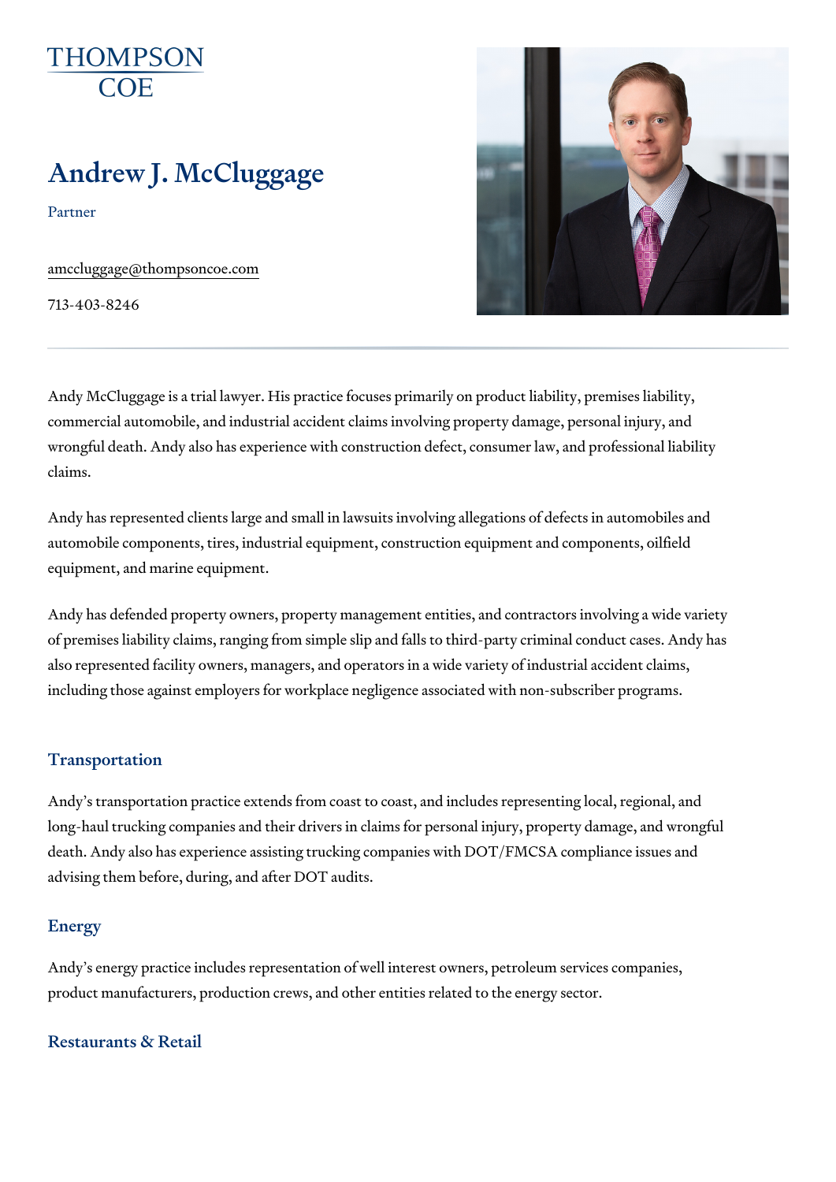THOMPSON COE

# Andrew J. McCluggage

Partner

amccluggage@thompsoncoe.com

713-403-8246

Andy McCluggage is a trial lawyer. His practice focuses primarily on product liability, premises liability, commercial automobile, and industrial accident claims involving property damage, personal injury, and wrongful death. Andy also has experience with construction defect, consumer law, and professional liability claims.

Andy has represented clients large and small in lawsuits involving allegations of defects in automobiles and automobile components, tires, industrial equipment, construction equipment and components, oilfield equipment, and marine equipment.

Andy has defended property owners, property management entities, and contractors involving a wide variety of premises liability claims, ranging from simple slip and falls to third-party criminal conduct cases. Andy has also represented facility owners, managers, and operators in a wide variety of industrial accident claims, including those against employers for workplace negligence associated with non-subscriber programs.

## Transportation

Andy's transportation practice extends from coast to coast, and includes representing local, regional, and long-haul trucking companies and their drivers in claims for personal injury, property damage, and wrongful death. Andy also has experience assisting trucking companies with DOT/FMCSA compliance issues and advising them before, during, and after DOT audits.

## Energy

Andy's energy practice includes representation of well interest owners, petroleum services companies, product manufacturers, production crews, and other entities related to the energy sector.

## Restaurants & Retail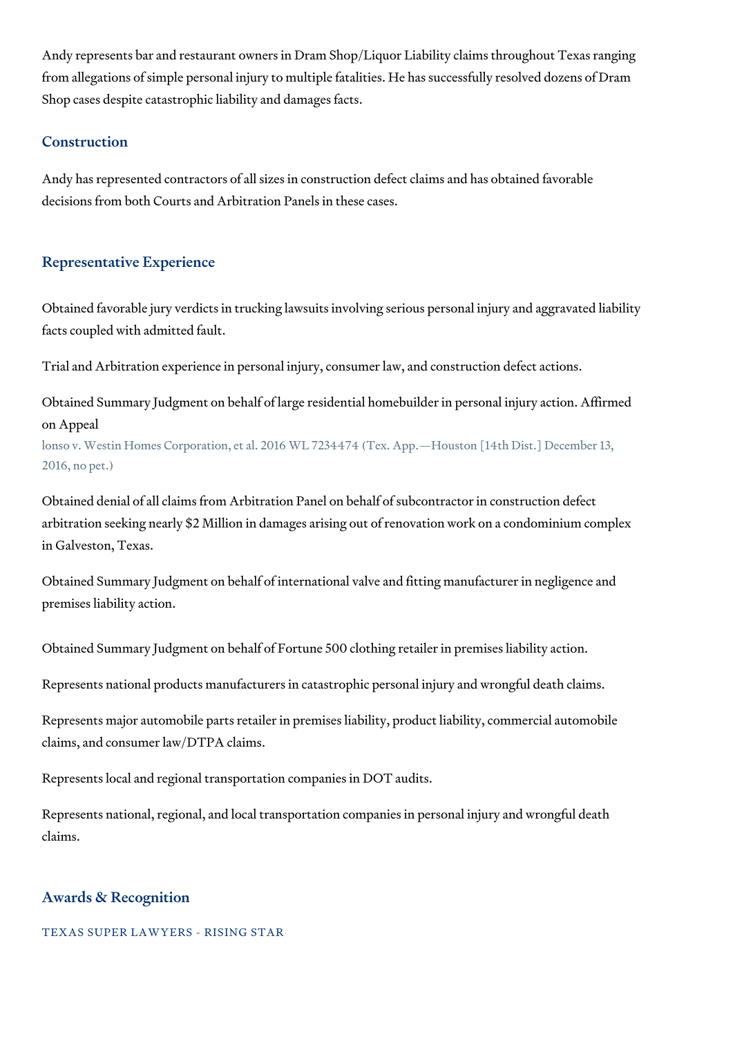Andy represents bar and restaurant owners in Dram Shop/Liquor Liability claims throughout Texas ranging from allegations of simple personal injury to multiple fatalities. He has successfully resolved dozens of Dram Shop cases despite catastrophic liability and damages facts.

## Construction

Andy has represented contractors of all sizes in construction defect claims and has obtained favorable decisions from both Courts and Arbitration Panels in these cases.

## Representative Experience

Obtained favorable jury verdicts in trucking lawsuits involving serious personal injury and aggravated liability facts coupled with admitted fault.

Trial and Arbitration experience in personal injury, consumer law, and construction defect actions.

Obtained Summary Judgment on behalf of large residential homebuilder in personal injury action. Affirmed on Appeal

lonso v. Westin Homes Corporation, et al. 2016 WL 7234474 (Tex. App.—Houston [14th Dist.] December 13, 2016, no pet.)

Obtained denial of all claims from Arbitration Panel on behalf of subcontractor in construction defect arbitration seeking nearly $2 Million in damages arising out of renovation work on a condominium complex in Galveston, Texas.

Obtained Summary Judgment on behalf of international valve and fitting manufacturer in negligence and premises liability action.

Obtained Summary Judgment on behalf of Fortune 500 clothing retailer in premises liability action.

Represents national products manufacturers in catastrophic personal injury and wrongful death claims.

Represents major automobile parts retailer in premises liability, product liability, commercial automobile claims, and consumer law/DTPA claims.

Represents local and regional transportation companies in DOT audits.

Represents national, regional, and local transportation companies in personal injury and wrongful death claims.

## Awards & Recognition

TEXAS SUPER LAWYERS - RISING STAR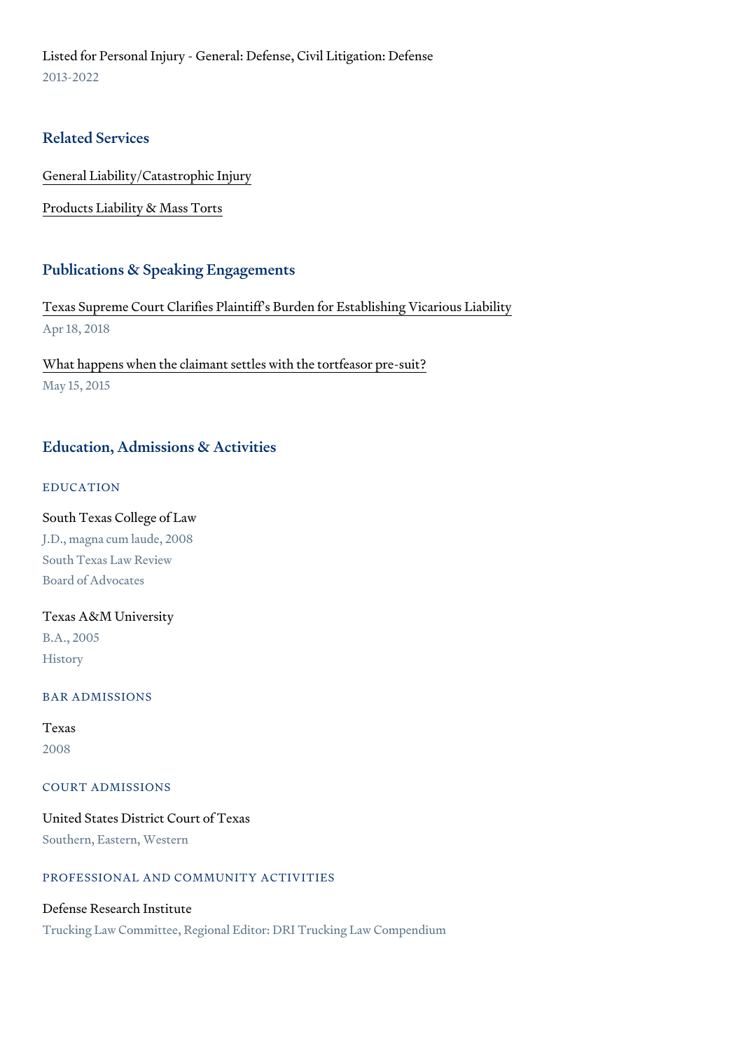Listed for Personal Injury - General: Defense, Civil Litigation: Defense
2013-2022

## Related Services

General Liability/Catastrophic Injury

Products Liability & Mass Torts

## Publications & Speaking Engagements

Texas Supreme Court Clarifies Plaintiff's Burden for Establishing Vicarious Liability
Apr 18, 2018

What happens when the claimant settles with the tortfeasor pre-suit?
May 15, 2015

## Education, Admissions & Activities

### EDUCATION

South Texas College of Law
J.D., magna cum laude, 2008
South Texas Law Review
Board of Advocates

Texas A&M University
B.A., 2005
History

### BAR ADMISSIONS

Texas
2008

### COURT ADMISSIONS

United States District Court of Texas
Southern, Eastern, Western

### PROFESSIONAL AND COMMUNITY ACTIVITIES

Defense Research Institute
Trucking Law Committee, Regional Editor: DRI Trucking Law Compendium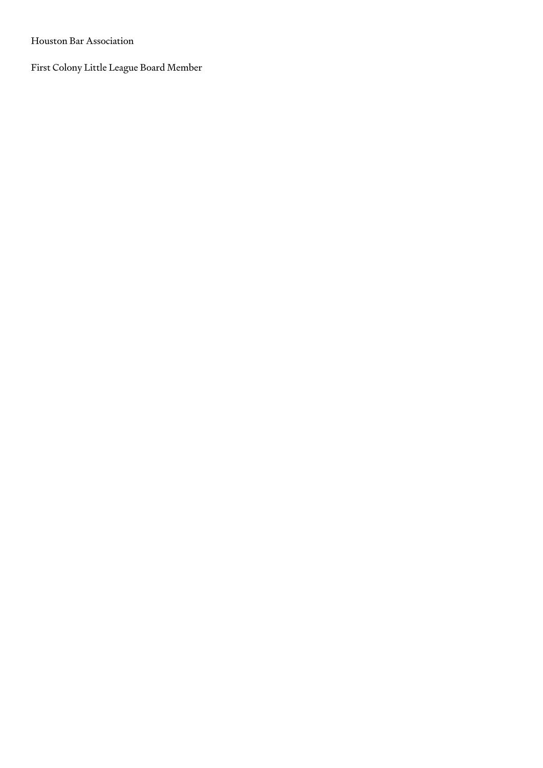Houston Bar Association

First Colony Little League Board Member